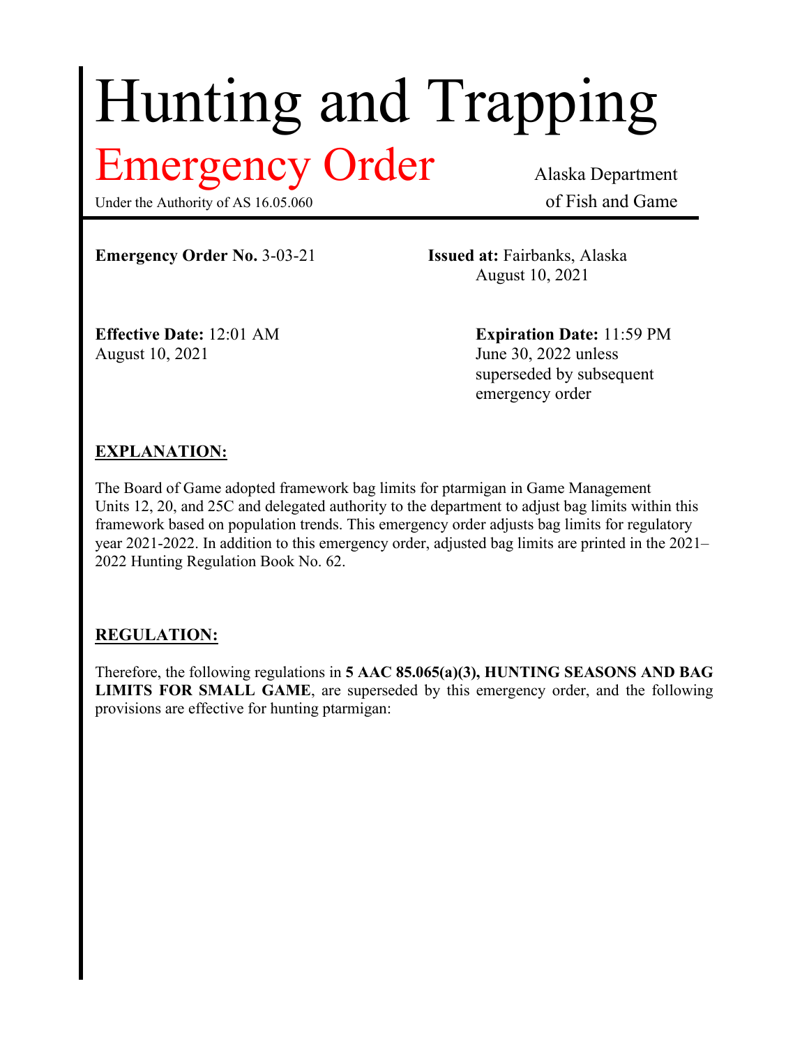# Hunting and Trapping

## Emergency Order

Under the Authority of AS 16.05.060

Alaska Department of Fish and Game

**Emergency Order No.** 3-03-21

**Issued at:** Fairbanks, Alaska
August 10, 2021

**Effective Date:** 12:01 AM
August 10, 2021

**Expiration Date:** 11:59 PM
June 30, 2022 unless superseded by subsequent emergency order

**EXPLANATION:**

The Board of Game adopted framework bag limits for ptarmigan in Game Management Units 12, 20, and 25C and delegated authority to the department to adjust bag limits within this framework based on population trends. This emergency order adjusts bag limits for regulatory year 2021-2022. In addition to this emergency order, adjusted bag limits are printed in the 2021–2022 Hunting Regulation Book No. 62.

**REGULATION:**

Therefore, the following regulations in **5 AAC 85.065(a)(3), HUNTING SEASONS AND BAG LIMITS FOR SMALL GAME**, are superseded by this emergency order, and the following provisions are effective for hunting ptarmigan: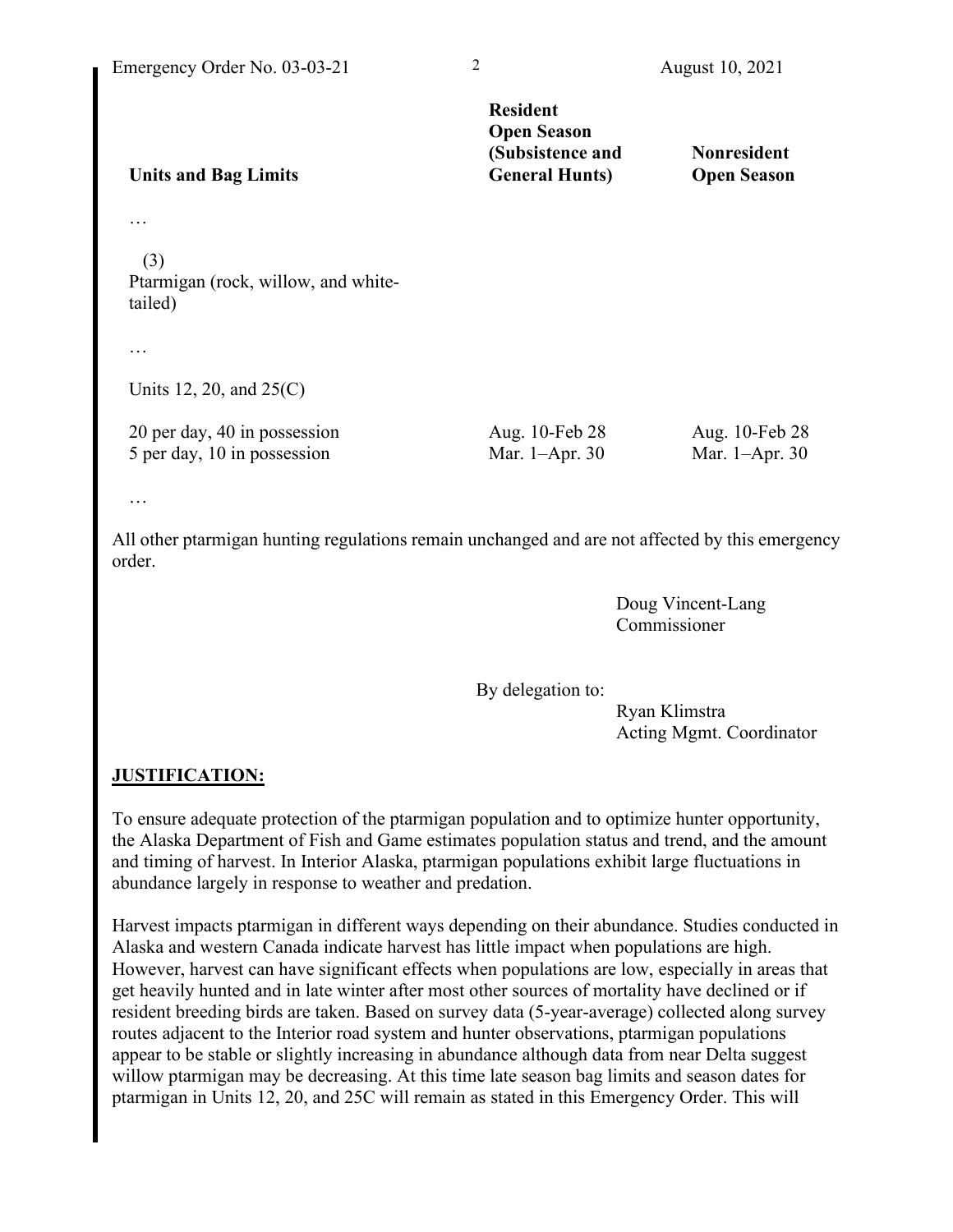| Units and Bag Limits | Resident Open Season (Subsistence and General Hunts) | Nonresident Open Season |
|---|---|---|
| … | | |
| (3) Ptarmigan (rock, willow, and white-tailed) | | |
| … | | |
| Units 12, 20, and 25(C) | | |
| 20 per day, 40 in possession | Aug. 10-Feb 28 | Aug. 10-Feb 28 |
| 5 per day, 10 in possession | Mar. 1–Apr. 30 | Mar. 1–Apr. 30 |
| … | | |

All other ptarmigan hunting regulations remain unchanged and are not affected by this emergency order.

Doug Vincent-Lang
Commissioner

By delegation to:

Ryan Klimstra
Acting Mgmt. Coordinator

## JUSTIFICATION:

To ensure adequate protection of the ptarmigan population and to optimize hunter opportunity, the Alaska Department of Fish and Game estimates population status and trend, and the amount and timing of harvest. In Interior Alaska, ptarmigan populations exhibit large fluctuations in abundance largely in response to weather and predation.

Harvest impacts ptarmigan in different ways depending on their abundance. Studies conducted in Alaska and western Canada indicate harvest has little impact when populations are high. However, harvest can have significant effects when populations are low, especially in areas that get heavily hunted and in late winter after most other sources of mortality have declined or if resident breeding birds are taken. Based on survey data (5-year-average) collected along survey routes adjacent to the Interior road system and hunter observations, ptarmigan populations appear to be stable or slightly increasing in abundance although data from near Delta suggest willow ptarmigan may be decreasing. At this time late season bag limits and season dates for ptarmigan in Units 12, 20, and 25C will remain as stated in this Emergency Order. This will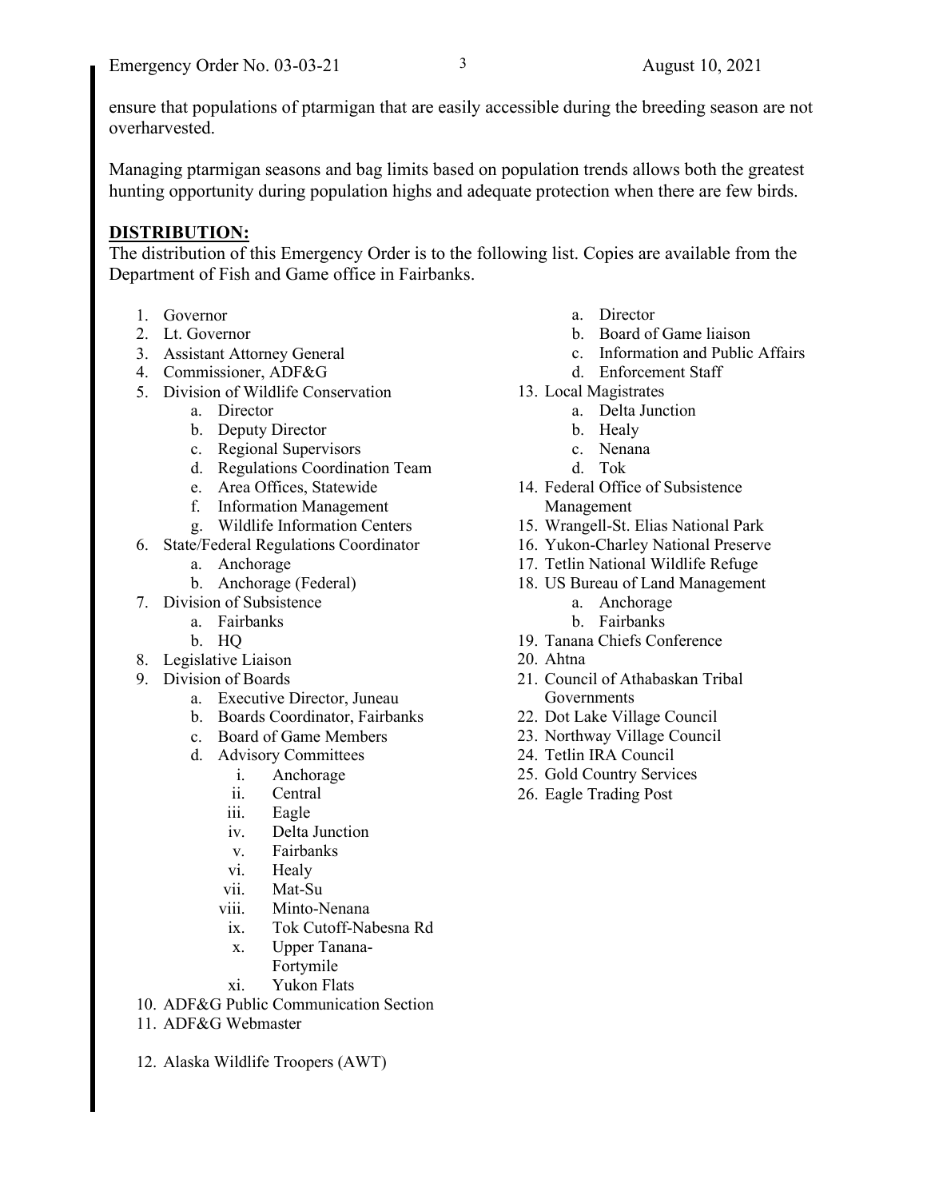ensure that populations of ptarmigan that are easily accessible during the breeding season are not overharvested.

Managing ptarmigan seasons and bag limits based on population trends allows both the greatest hunting opportunity during population highs and adequate protection when there are few birds.

**DISTRIBUTION:**

The distribution of this Emergency Order is to the following list. Copies are available from the Department of Fish and Game office in Fairbanks.

1. Governor
2. Lt. Governor
3. Assistant Attorney General
4. Commissioner, ADF&G
5. Division of Wildlife Conservation
   a. Director
   b. Deputy Director
   c. Regional Supervisors
   d. Regulations Coordination Team
   e. Area Offices, Statewide
   f. Information Management
   g. Wildlife Information Centers
6. State/Federal Regulations Coordinator
   a. Anchorage
   b. Anchorage (Federal)
7. Division of Subsistence
   a. Fairbanks
   b. HQ
8. Legislative Liaison
9. Division of Boards
   a. Executive Director, Juneau
   b. Boards Coordinator, Fairbanks
   c. Board of Game Members
   d. Advisory Committees
      i. Anchorage
      ii. Central
      iii. Eagle
      iv. Delta Junction
      v. Fairbanks
      vi. Healy
      vii. Mat-Su
      viii. Minto-Nenana
      ix. Tok Cutoff-Nabesna Rd
      x. Upper Tanana-Fortymile
      xi. Yukon Flats
10. ADF&G Public Communication Section
11. ADF&G Webmaster
12. Alaska Wildlife Troopers (AWT)
    a. Director
    b. Board of Game liaison
    c. Information and Public Affairs
    d. Enforcement Staff
13. Local Magistrates
    a. Delta Junction
    b. Healy
    c. Nenana
    d. Tok
14. Federal Office of Subsistence Management
15. Wrangell-St. Elias National Park
16. Yukon-Charley National Preserve
17. Tetlin National Wildlife Refuge
18. US Bureau of Land Management
    a. Anchorage
    b. Fairbanks
19. Tanana Chiefs Conference
20. Ahtna
21. Council of Athabaskan Tribal Governments
22. Dot Lake Village Council
23. Northway Village Council
24. Tetlin IRA Council
25. Gold Country Services
26. Eagle Trading Post